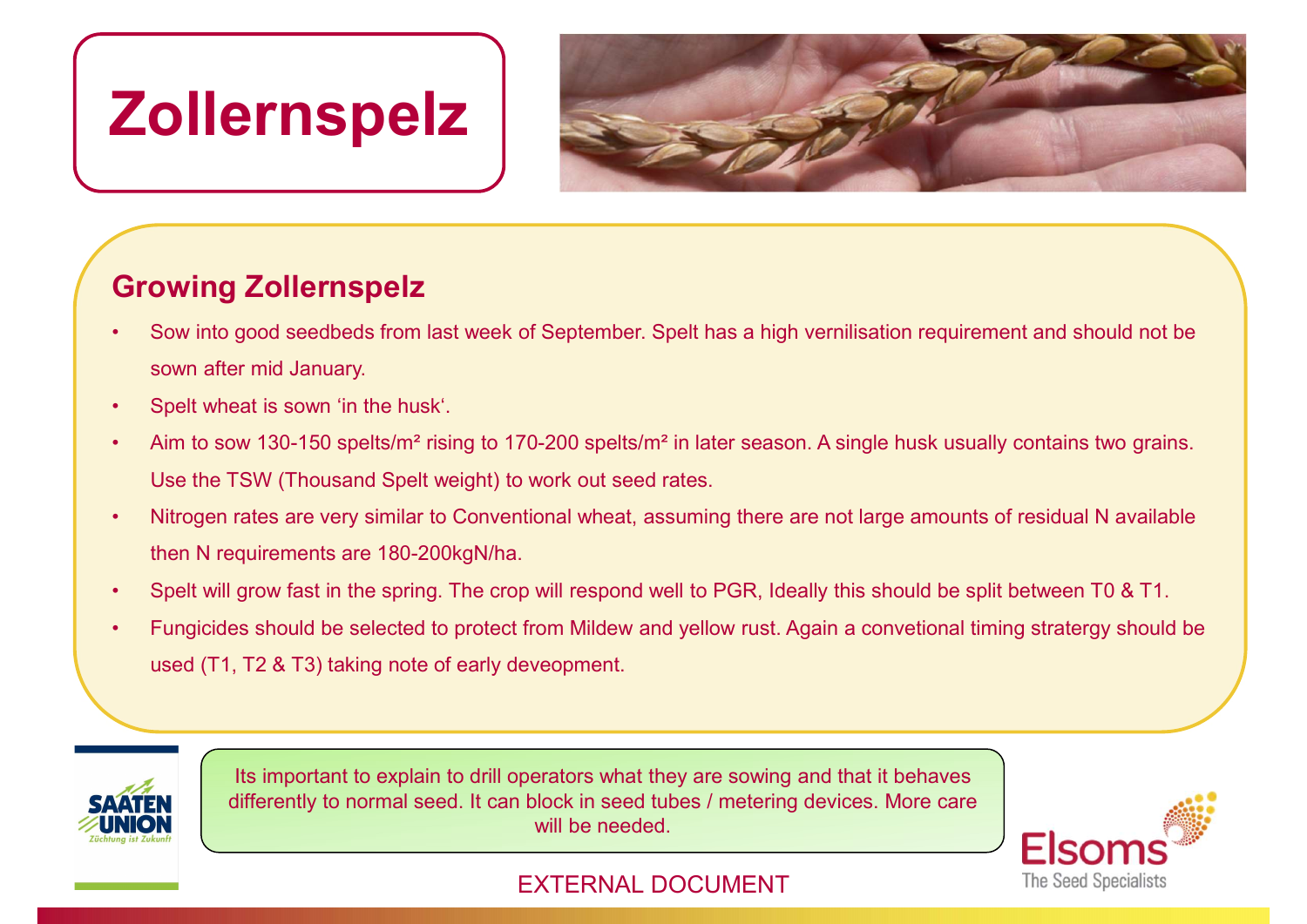# Zollernspelz

## Growing Zollernspelz

- Sow into good seedbeds from last week of September. Spelt has a high vernilisation requirement and should not be sown after mid January.
- Spelt wheat is sown 'in the husk'.
- Aim to sow 130-150 spelts/m² rising to 170-200 spelts/m² in later season. A single husk usually contains two grains. Use the TSW (Thousand Spelt weight) to work out seed rates.
- Nitrogen rates are very similar to Conventional wheat, assuming there are not large amounts of residual N available then N requirements are 180-200kgN/ha.
- Spelt will grow fast in the spring. The crop will respond well to PGR, Ideally this should be split between T0 & T1.
- Fungicides should be selected to protect from Mildew and yellow rust. Again a convetional timing stratergy should be used (T1, T2 & T3) taking note of early deveopment.

Its important to explain to drill operators what they are sowing and that it behaves differently to normal seed. It can block in seed tubes / metering devices. More care will be needed.

EXTERNAL DOCUMENT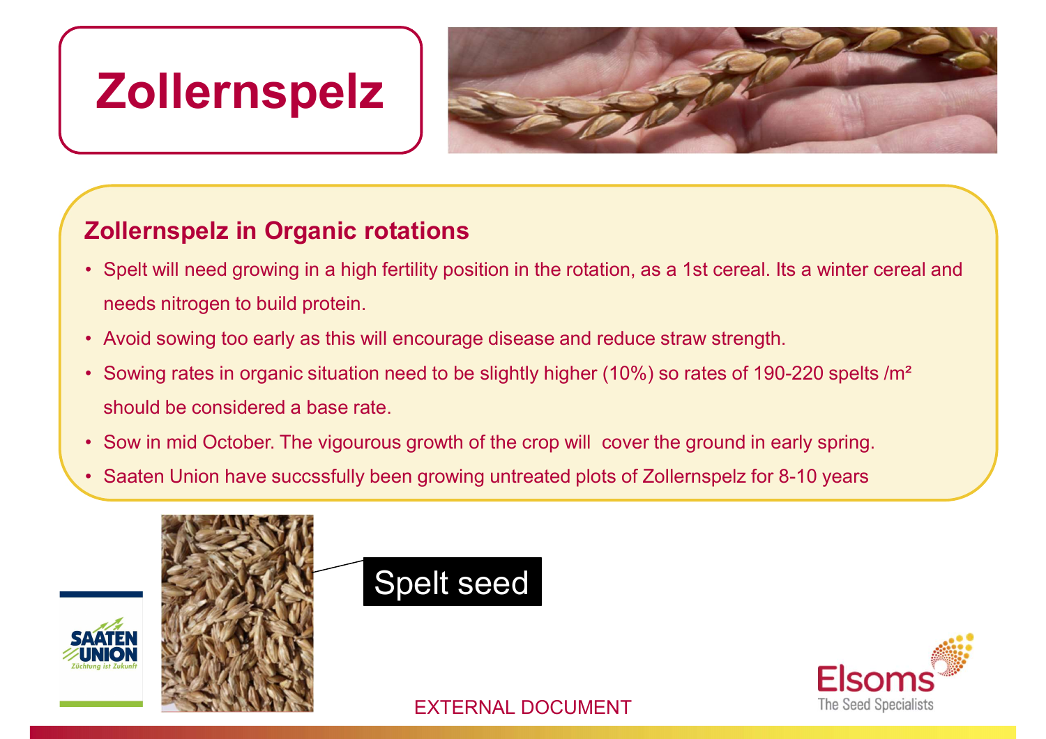# Zollernspelz

## Zollernspelz in Organic rotations

- Spelt will need growing in a high fertility position in the rotation, as a 1st cereal. Its a winter cereal and needs nitrogen to build protein.
- Avoid sowing too early as this will encourage disease and reduce straw strength.
- Sowing rates in organic situation need to be slightly higher (10%) so rates of 190-220 spelts /m² should be considered a base rate.
- Sow in mid October. The vigourous growth of the crop will cover the ground in early spring.
- Saaten Union have succssfully been growing untreated plots of Zollernspelz for 8-10 years

Spelt seed

SAATEN UNION Züchtung ist Zukunft

EXTERNAL DOCUMENT

Elsoms The Seed Specialists